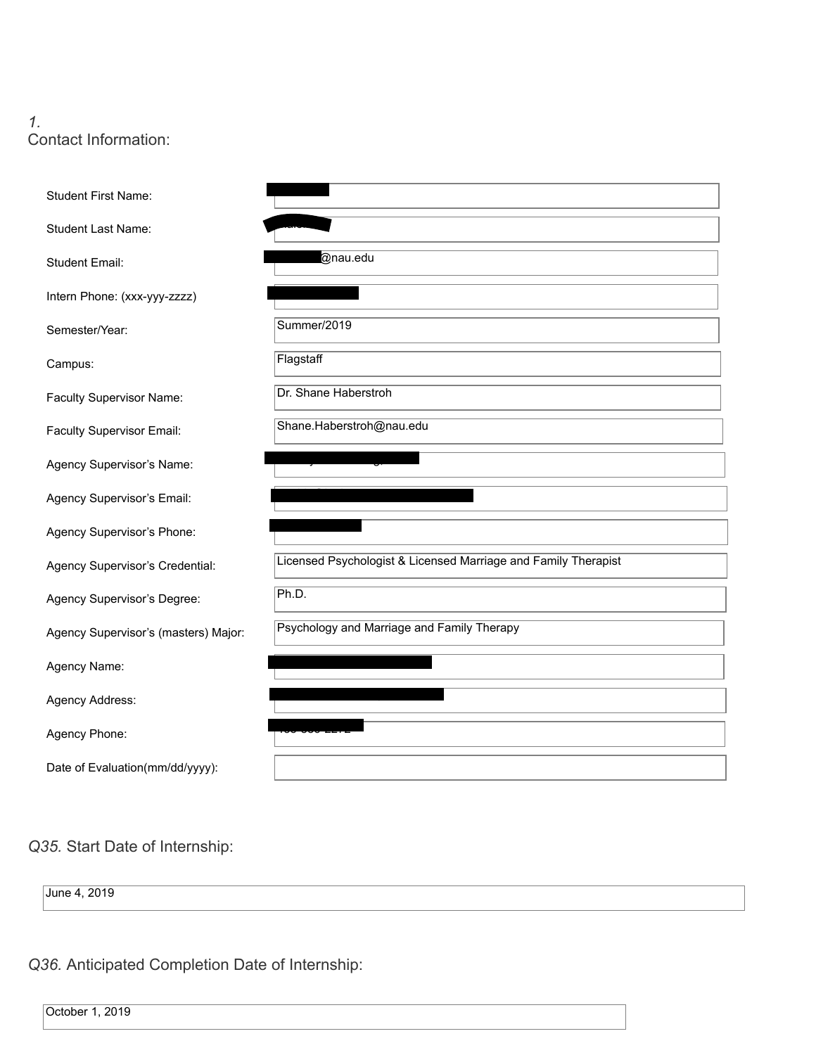*1.*
Contact Information:

| | |
|---|---|
| Student First Name: | |
| Student Last Name: | |
| Student Email: | @nau.edu |
| Intern Phone: (xxx-yyy-zzzz) | |
| Semester/Year: | Summer/2019 |
| Campus: | Flagstaff |
| Faculty Supervisor Name: | Dr. Shane Haberstroh |
| Faculty Supervisor Email: | Shane.Haberstroh@nau.edu |
| Agency Supervisor's Name: | |
| Agency Supervisor's Email: | |
| Agency Supervisor's Phone: | |
| Agency Supervisor's Credential: | Licensed Psychologist & Licensed Marriage and Family Therapist |
| Agency Supervisor's Degree: | Ph.D. |
| Agency Supervisor's (masters) Major: | Psychology and Marriage and Family Therapy |
| Agency Name: | |
| Agency Address: | |
| Agency Phone: | |
| Date of Evaluation(mm/dd/yyyy): | |

*Q35.* Start Date of Internship:

June 4, 2019

*Q36.* Anticipated Completion Date of Internship:

October 1, 2019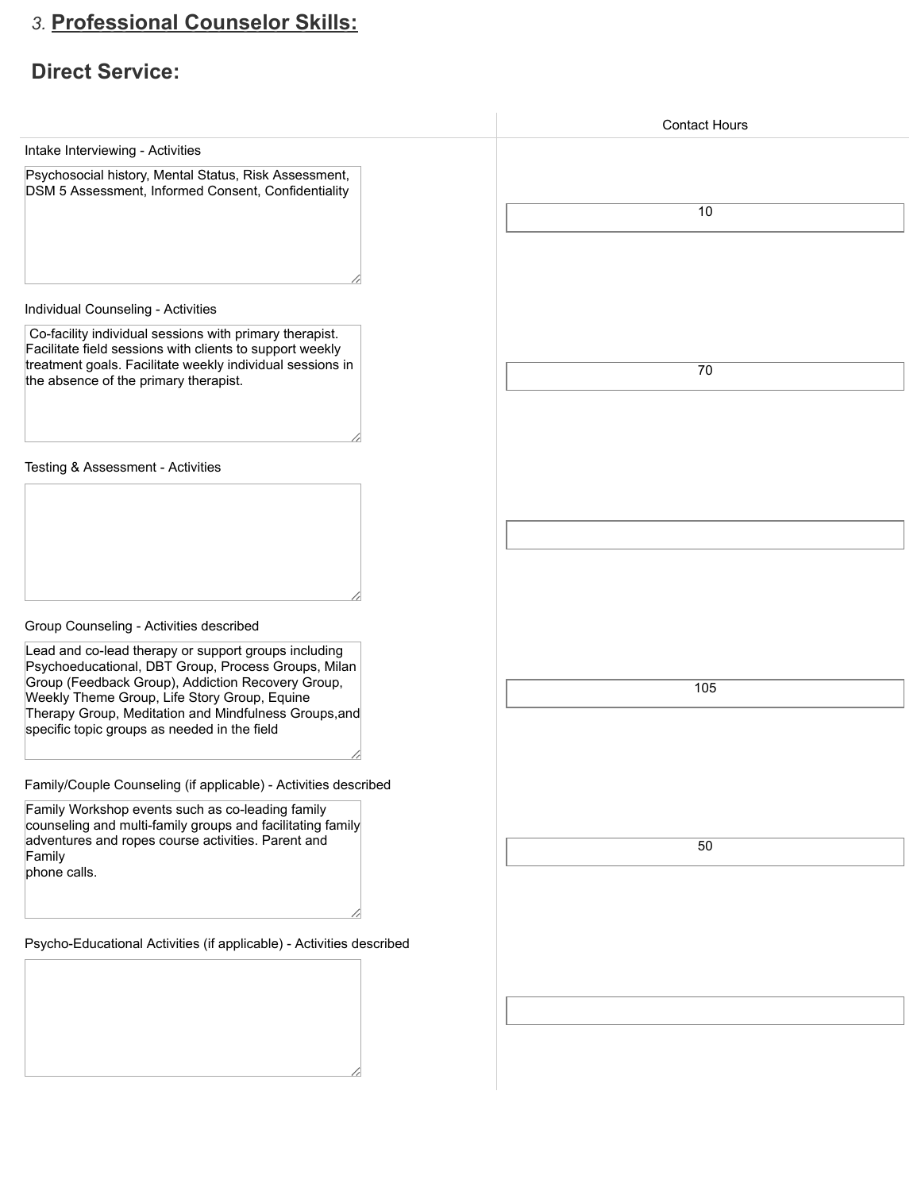3. **Professional Counselor Skills:**

## Direct Service:

| | Contact Hours |
|---|---|
| Intake Interviewing - Activities<br>Psychosocial history, Mental Status, Risk Assessment, DSM 5 Assessment, Informed Consent, Confidentiality | 10 |
| Individual Counseling - Activities<br>Co-facility individual sessions with primary therapist. Facilitate field sessions with clients to support weekly treatment goals. Facilitate weekly individual sessions in the absence of the primary therapist. | 70 |
| Testing & Assessment - Activities | |
| Group Counseling - Activities described<br>Lead and co-lead therapy or support groups including Psychoeducational, DBT Group, Process Groups, Milan Group (Feedback Group), Addiction Recovery Group, Weekly Theme Group, Life Story Group, Equine Therapy Group, Meditation and Mindfulness Groups,and specific topic groups as needed in the field | 105 |
| Family/Couple Counseling (if applicable) - Activities described<br>Family Workshop events such as co-leading family counseling and multi-family groups and facilitating family adventures and ropes course activities. Parent and Family phone calls. | 50 |
| Psycho-Educational Activities (if applicable) - Activities described | |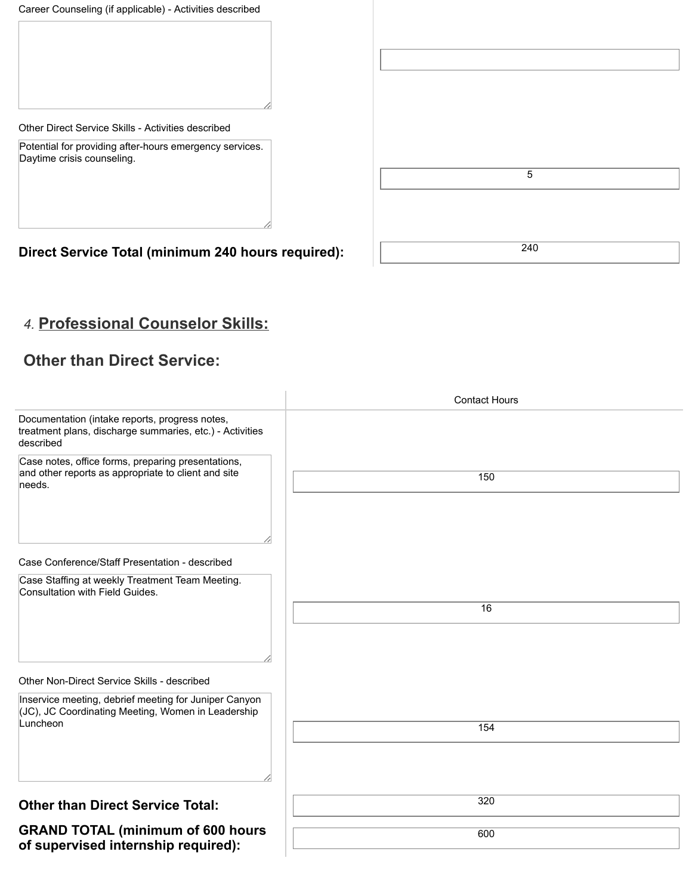| | |
|---|---|
| Career Counseling (if applicable) - Activities described | |
| Other Direct Service Skills - Activities described<br>Potential for providing after-hours emergency services. Daytime crisis counseling. | 5 |
| **Direct Service Total (minimum 240 hours required):** | 240 |

## 4. Professional Counselor Skills:

## Other than Direct Service:

| | Contact Hours |
|---|---|
| Documentation (intake reports, progress notes, treatment plans, discharge summaries, etc.) - Activities described<br>Case notes, office forms, preparing presentations, and other reports as appropriate to client and site needs. | 150 |
| Case Conference/Staff Presentation - described<br>Case Staffing at weekly Treatment Team Meeting. Consultation with Field Guides. | 16 |
| Other Non-Direct Service Skills - described<br>Inservice meeting, debrief meeting for Juniper Canyon (JC), JC Coordinating Meeting, Women in Leadership Luncheon | 154 |
| **Other than Direct Service Total:** | 320 |
| **GRAND TOTAL (minimum of 600 hours of supervised internship required):** | 600 |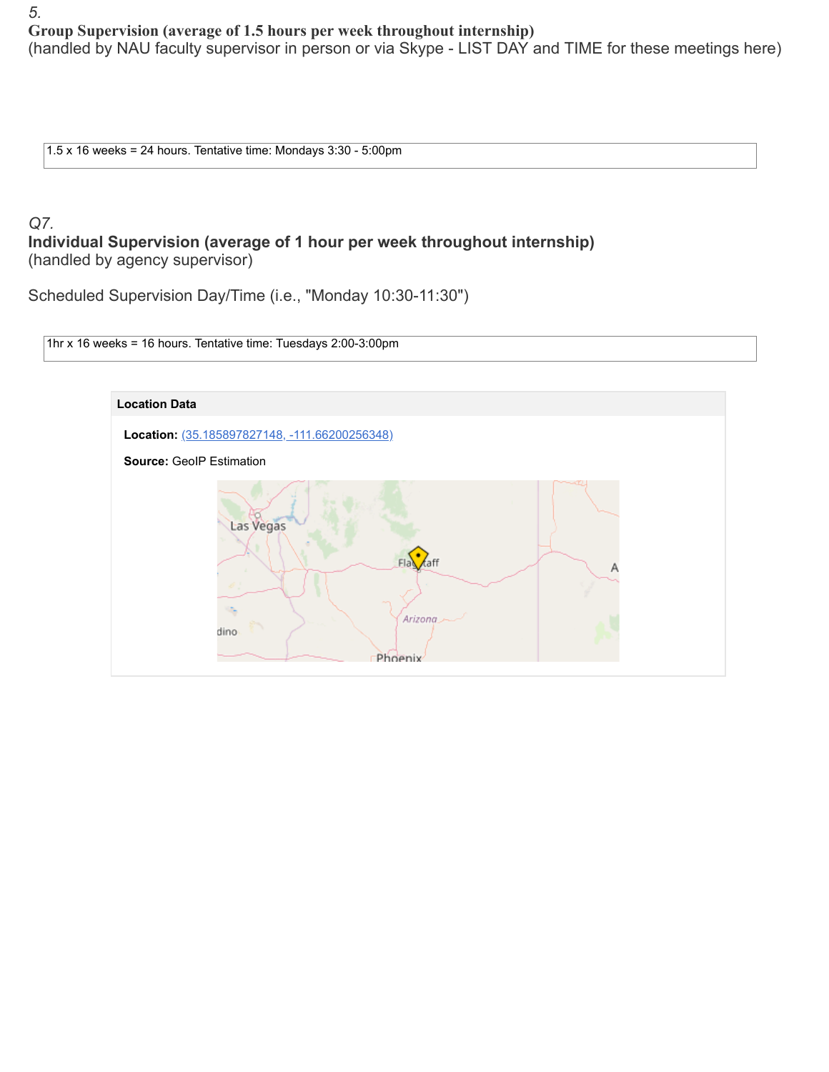*5.*

**Group Supervision (average of 1.5 hours per week throughout internship)**
(handled by NAU faculty supervisor in person or via Skype - LIST DAY and TIME for these meetings here)

1.5 x 16 weeks = 24 hours. Tentative time: Mondays 3:30 - 5:00pm

*Q7.*

**Individual Supervision (average of 1 hour per week throughout internship)**
(handled by agency supervisor)

Scheduled Supervision Day/Time (i.e., "Monday 10:30-11:30")

1hr x 16 weeks = 16 hours. Tentative time: Tuesdays 2:00-3:00pm

**Location Data**

**Location:** (35.185897827148, -111.66200256348)

**Source:** GeoIP Estimation

Las Vegas
Flagstaff
Arizona
Phoenix
A
dino